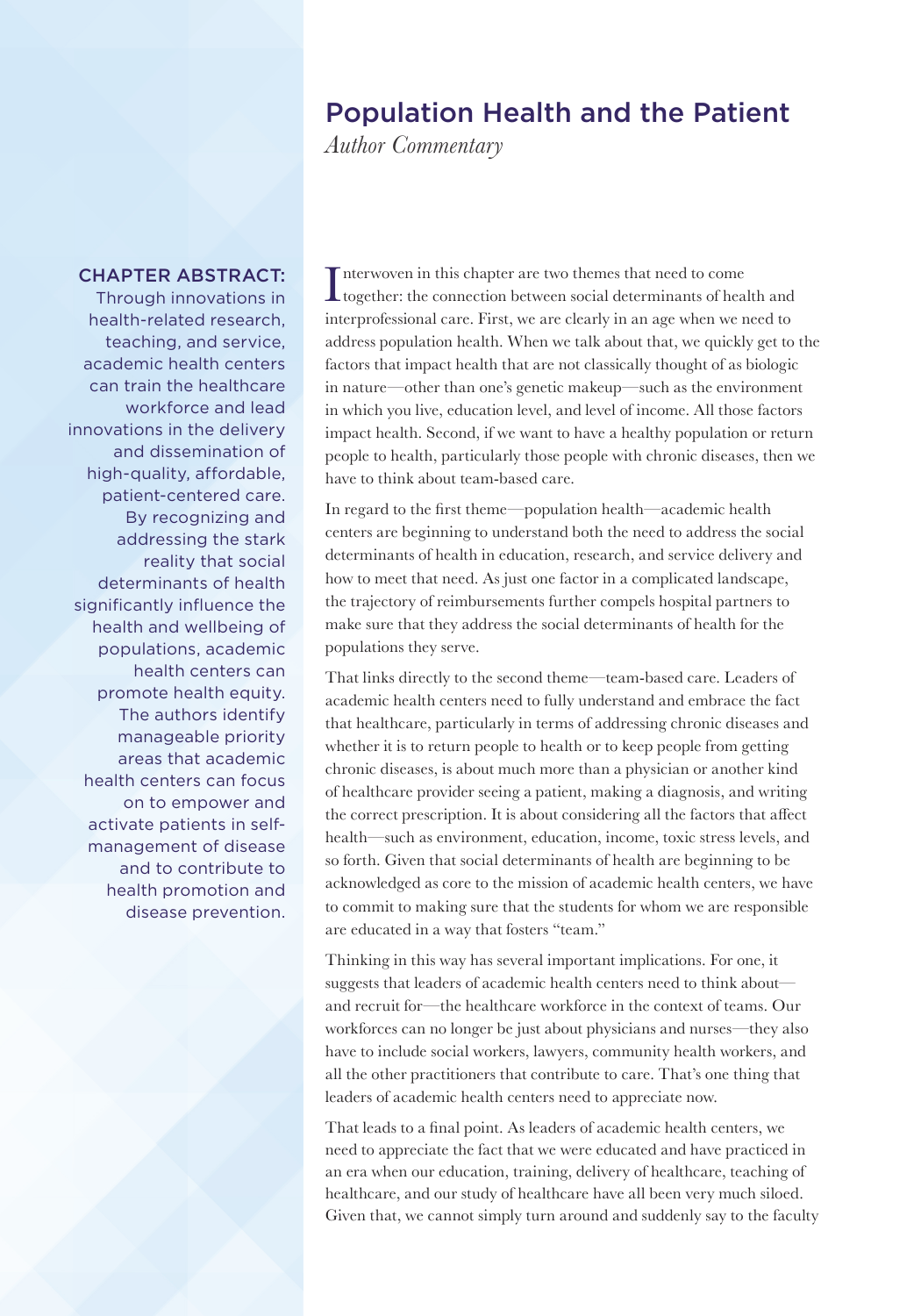# Population Health and the Patient

*Author Commentary*

**CHAPTER ABSTRACT:** Through innovations in health-related research, teaching, and service, academic health centers can train the healthcare workforce and lead innovations in the delivery and dissemination of high-quality, affordable, patient-centered care. By recognizing and addressing the stark reality that social determinants of health significantly influence the health and wellbeing of populations, academic health centers can promote health equity. The authors identify manageable priority areas that academic health centers can focus on to empower and activate patients in self-management of disease and to contribute to health promotion and disease prevention.

Interwoven in this chapter are two themes that need to come together: the connection between social determinants of health and interprofessional care. First, we are clearly in an age when we need to address population health. When we talk about that, we quickly get to the factors that impact health that are not classically thought of as biologic in nature—other than one's genetic makeup—such as the environment in which you live, education level, and level of income. All those factors impact health. Second, if we want to have a healthy population or return people to health, particularly those people with chronic diseases, then we have to think about team-based care.

In regard to the first theme—population health—academic health centers are beginning to understand both the need to address the social determinants of health in education, research, and service delivery and how to meet that need. As just one factor in a complicated landscape, the trajectory of reimbursements further compels hospital partners to make sure that they address the social determinants of health for the populations they serve.

That links directly to the second theme—team-based care. Leaders of academic health centers need to fully understand and embrace the fact that healthcare, particularly in terms of addressing chronic diseases and whether it is to return people to health or to keep people from getting chronic diseases, is about much more than a physician or another kind of healthcare provider seeing a patient, making a diagnosis, and writing the correct prescription. It is about considering all the factors that affect health—such as environment, education, income, toxic stress levels, and so forth. Given that social determinants of health are beginning to be acknowledged as core to the mission of academic health centers, we have to commit to making sure that the students for whom we are responsible are educated in a way that fosters "team."

Thinking in this way has several important implications. For one, it suggests that leaders of academic health centers need to think about—and recruit for—the healthcare workforce in the context of teams. Our workforces can no longer be just about physicians and nurses—they also have to include social workers, lawyers, community health workers, and all the other practitioners that contribute to care. That's one thing that leaders of academic health centers need to appreciate now.

That leads to a final point. As leaders of academic health centers, we need to appreciate the fact that we were educated and have practiced in an era when our education, training, delivery of healthcare, teaching of healthcare, and our study of healthcare have all been very much siloed. Given that, we cannot simply turn around and suddenly say to the faculty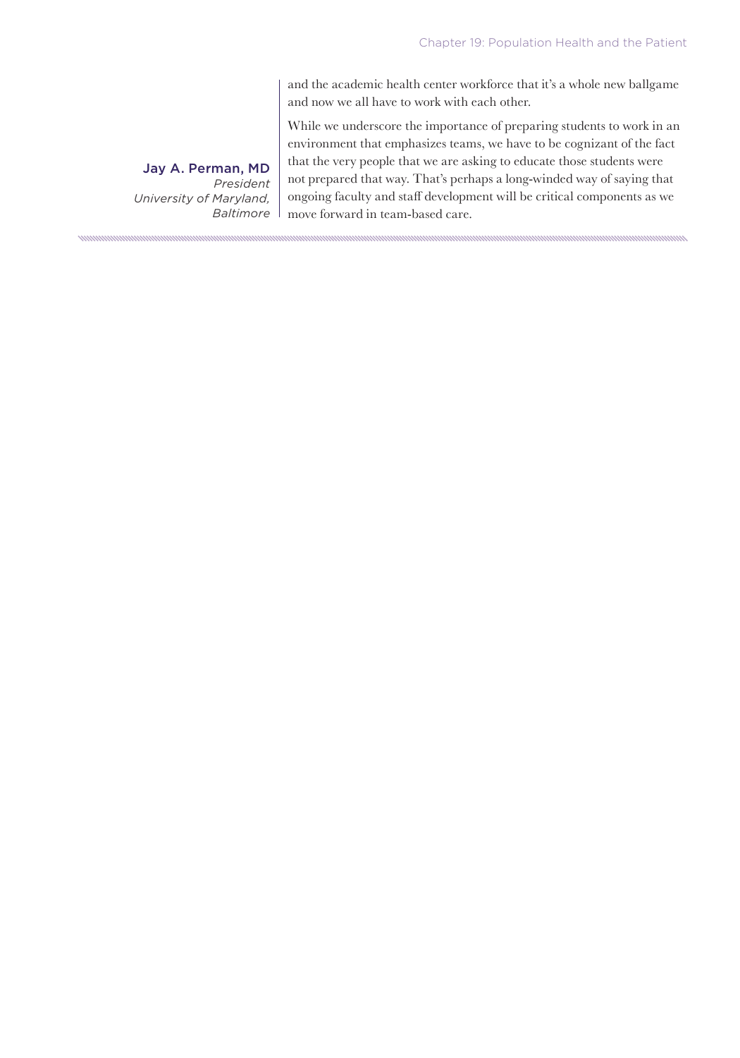and the academic health center workforce that it's a whole new ballgame and now we all have to work with each other.

While we underscore the importance of preparing students to work in an environment that emphasizes teams, we have to be cognizant of the fact that the very people that we are asking to educate those students were not prepared that way. That's perhaps a long-winded way of saying that ongoing faculty and staff development will be critical components as we move forward in team-based care.

**Jay A. Perman, MD**
*President*
*University of Maryland, Baltimore*